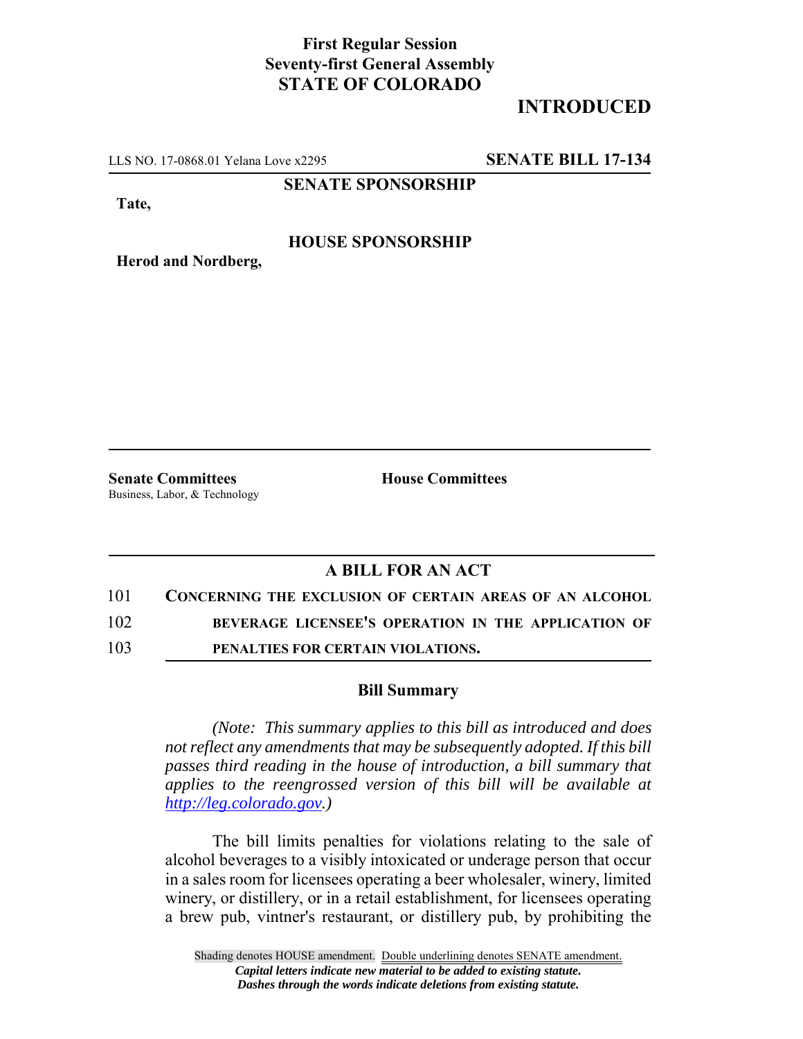**First Regular Session**
**Seventy-first General Assembly**
**STATE OF COLORADO**

**INTRODUCED**

LLS NO. 17-0868.01 Yelana Love x2295 **SENATE BILL 17-134**

**SENATE SPONSORSHIP**

**Tate,**

**HOUSE SPONSORSHIP**

**Herod and Nordberg,**

**Senate Committees**
Business, Labor, & Technology

**House Committees**

## A BILL FOR AN ACT

101 **CONCERNING THE EXCLUSION OF CERTAIN AREAS OF AN ALCOHOL**
102 **BEVERAGE LICENSEE'S OPERATION IN THE APPLICATION OF**
103 **PENALTIES FOR CERTAIN VIOLATIONS.**

### Bill Summary

*(Note: This summary applies to this bill as introduced and does not reflect any amendments that may be subsequently adopted. If this bill passes third reading in the house of introduction, a bill summary that applies to the reengrossed version of this bill will be available at http://leg.colorado.gov.)*

The bill limits penalties for violations relating to the sale of alcohol beverages to a visibly intoxicated or underage person that occur in a sales room for licensees operating a beer wholesaler, winery, limited winery, or distillery, or in a retail establishment, for licensees operating a brew pub, vintner's restaurant, or distillery pub, by prohibiting the

Shading denotes HOUSE amendment. Double underlining denotes SENATE amendment.
*Capital letters indicate new material to be added to existing statute.*
*Dashes through the words indicate deletions from existing statute.*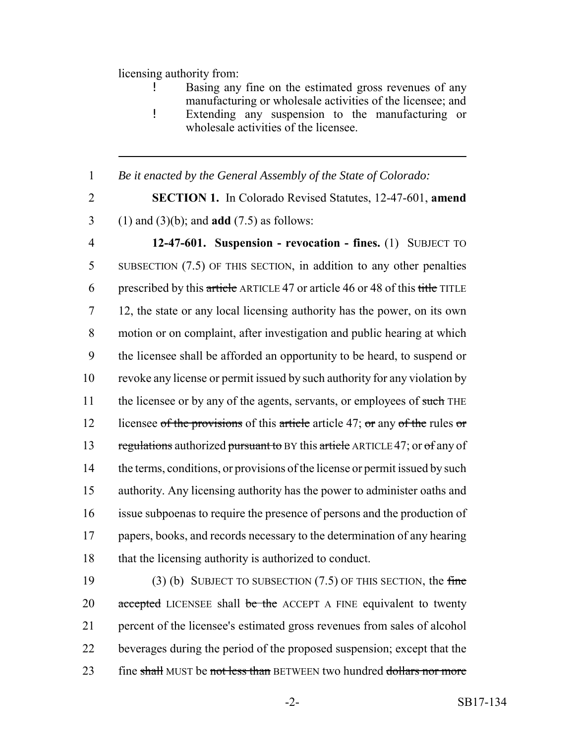licensing authority from:

- Basing any fine on the estimated gross revenues of any manufacturing or wholesale activities of the licensee; and
- Extending any suspension to the manufacturing or wholesale activities of the licensee.

---

1 *Be it enacted by the General Assembly of the State of Colorado:*

2 **SECTION 1.** In Colorado Revised Statutes, 12-47-601, **amend**
3 (1) and (3)(b); and **add** (7.5) as follows:

4 **12-47-601. Suspension - revocation - fines.** (1) SUBJECT TO
5 SUBSECTION (7.5) OF THIS SECTION, in addition to any other penalties
6 prescribed by this ~~article~~ ARTICLE 47 or article 46 or 48 of this ~~title~~ TITLE
7 12, the state or any local licensing authority has the power, on its own
8 motion or on complaint, after investigation and public hearing at which
9 the licensee shall be afforded an opportunity to be heard, to suspend or
10 revoke any license or permit issued by such authority for any violation by
11 the licensee or by any of the agents, servants, or employees of ~~such~~ THE
12 licensee ~~of the provisions~~ of this ~~article~~ article 47; ~~or~~ any ~~of the~~ rules ~~or~~
13 ~~regulations~~ authorized ~~pursuant to~~ BY this ~~article~~ ARTICLE 47; or ~~of~~ any of
14 the terms, conditions, or provisions of the license or permit issued by such
15 authority. Any licensing authority has the power to administer oaths and
16 issue subpoenas to require the presence of persons and the production of
17 papers, books, and records necessary to the determination of any hearing
18 that the licensing authority is authorized to conduct.

19 (3) (b) SUBJECT TO SUBSECTION (7.5) OF THIS SECTION, the ~~fine~~
20 ~~accepted~~ LICENSEE shall ~~be the~~ ACCEPT A FINE equivalent to twenty
21 percent of the licensee's estimated gross revenues from sales of alcohol
22 beverages during the period of the proposed suspension; except that the
23 fine ~~shall~~ MUST be ~~not less than~~ BETWEEN two hundred ~~dollars nor more~~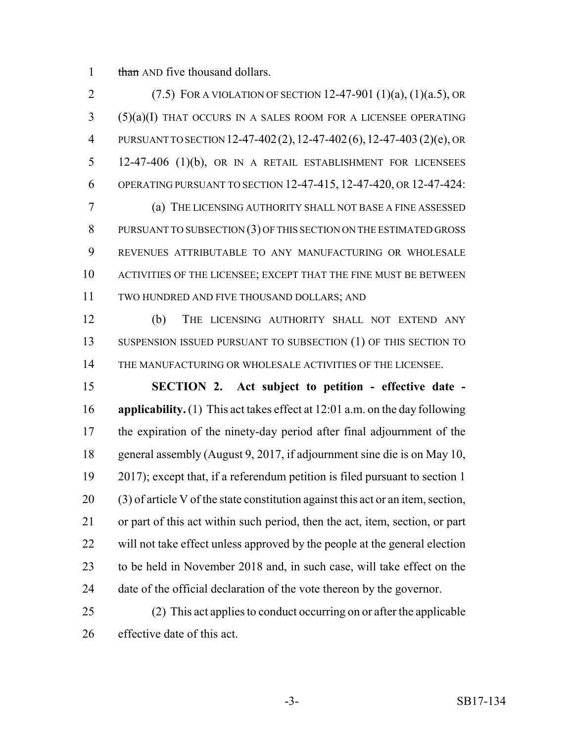~~than~~ AND five thousand dollars.

(7.5) FOR A VIOLATION OF SECTION 12-47-901 (1)(a), (1)(a.5), OR (5)(a)(I) THAT OCCURS IN A SALES ROOM FOR A LICENSEE OPERATING PURSUANT TO SECTION 12-47-402 (2), 12-47-402 (6), 12-47-403 (2)(e), OR 12-47-406 (1)(b), OR IN A RETAIL ESTABLISHMENT FOR LICENSEES OPERATING PURSUANT TO SECTION 12-47-415, 12-47-420, OR 12-47-424:

(a) THE LICENSING AUTHORITY SHALL NOT BASE A FINE ASSESSED PURSUANT TO SUBSECTION (3) OF THIS SECTION ON THE ESTIMATED GROSS REVENUES ATTRIBUTABLE TO ANY MANUFACTURING OR WHOLESALE ACTIVITIES OF THE LICENSEE; EXCEPT THAT THE FINE MUST BE BETWEEN TWO HUNDRED AND FIVE THOUSAND DOLLARS; AND

(b) THE LICENSING AUTHORITY SHALL NOT EXTEND ANY SUSPENSION ISSUED PURSUANT TO SUBSECTION (1) OF THIS SECTION TO THE MANUFACTURING OR WHOLESALE ACTIVITIES OF THE LICENSEE.

**SECTION 2. Act subject to petition - effective date - applicability.** (1) This act takes effect at 12:01 a.m. on the day following the expiration of the ninety-day period after final adjournment of the general assembly (August 9, 2017, if adjournment sine die is on May 10, 2017); except that, if a referendum petition is filed pursuant to section 1 (3) of article V of the state constitution against this act or an item, section, or part of this act within such period, then the act, item, section, or part will not take effect unless approved by the people at the general election to be held in November 2018 and, in such case, will take effect on the date of the official declaration of the vote thereon by the governor.

(2) This act applies to conduct occurring on or after the applicable effective date of this act.